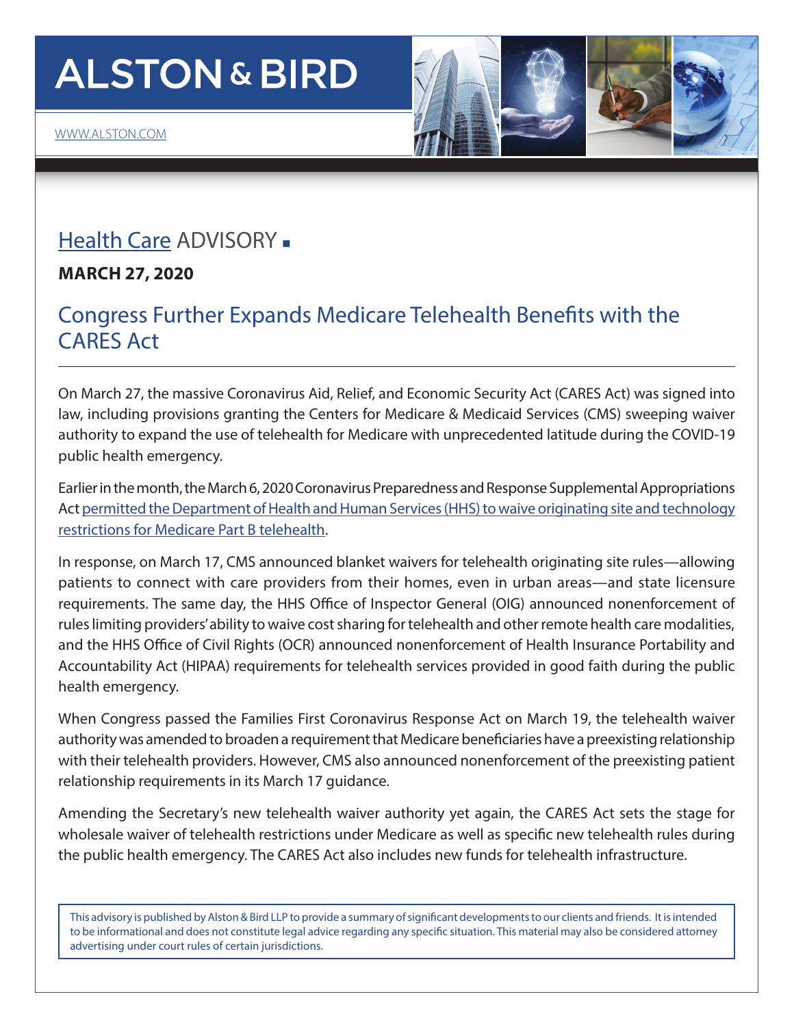# ALSTON & BIRD

WWW.ALSTON.COM

## Health Care ADVISORY ■

**MARCH 27, 2020**

## Congress Further Expands Medicare Telehealth Benefits with the CARES Act

On March 27, the massive Coronavirus Aid, Relief, and Economic Security Act (CARES Act) was signed into law, including provisions granting the Centers for Medicare & Medicaid Services (CMS) sweeping waiver authority to expand the use of telehealth for Medicare with unprecedented latitude during the COVID-19 public health emergency.

Earlier in the month, the March 6, 2020 Coronavirus Preparedness and Response Supplemental Appropriations Act permitted the Department of Health and Human Services (HHS) to waive originating site and technology restrictions for Medicare Part B telehealth.

In response, on March 17, CMS announced blanket waivers for telehealth originating site rules—allowing patients to connect with care providers from their homes, even in urban areas—and state licensure requirements. The same day, the HHS Office of Inspector General (OIG) announced nonenforcement of rules limiting providers' ability to waive cost sharing for telehealth and other remote health care modalities, and the HHS Office of Civil Rights (OCR) announced nonenforcement of Health Insurance Portability and Accountability Act (HIPAA) requirements for telehealth services provided in good faith during the public health emergency.

When Congress passed the Families First Coronavirus Response Act on March 19, the telehealth waiver authority was amended to broaden a requirement that Medicare beneficiaries have a preexisting relationship with their telehealth providers. However, CMS also announced nonenforcement of the preexisting patient relationship requirements in its March 17 guidance.

Amending the Secretary's new telehealth waiver authority yet again, the CARES Act sets the stage for wholesale waiver of telehealth restrictions under Medicare as well as specific new telehealth rules during the public health emergency. The CARES Act also includes new funds for telehealth infrastructure.

This advisory is published by Alston & Bird LLP to provide a summary of significant developments to our clients and friends. It is intended to be informational and does not constitute legal advice regarding any specific situation. This material may also be considered attorney advertising under court rules of certain jurisdictions.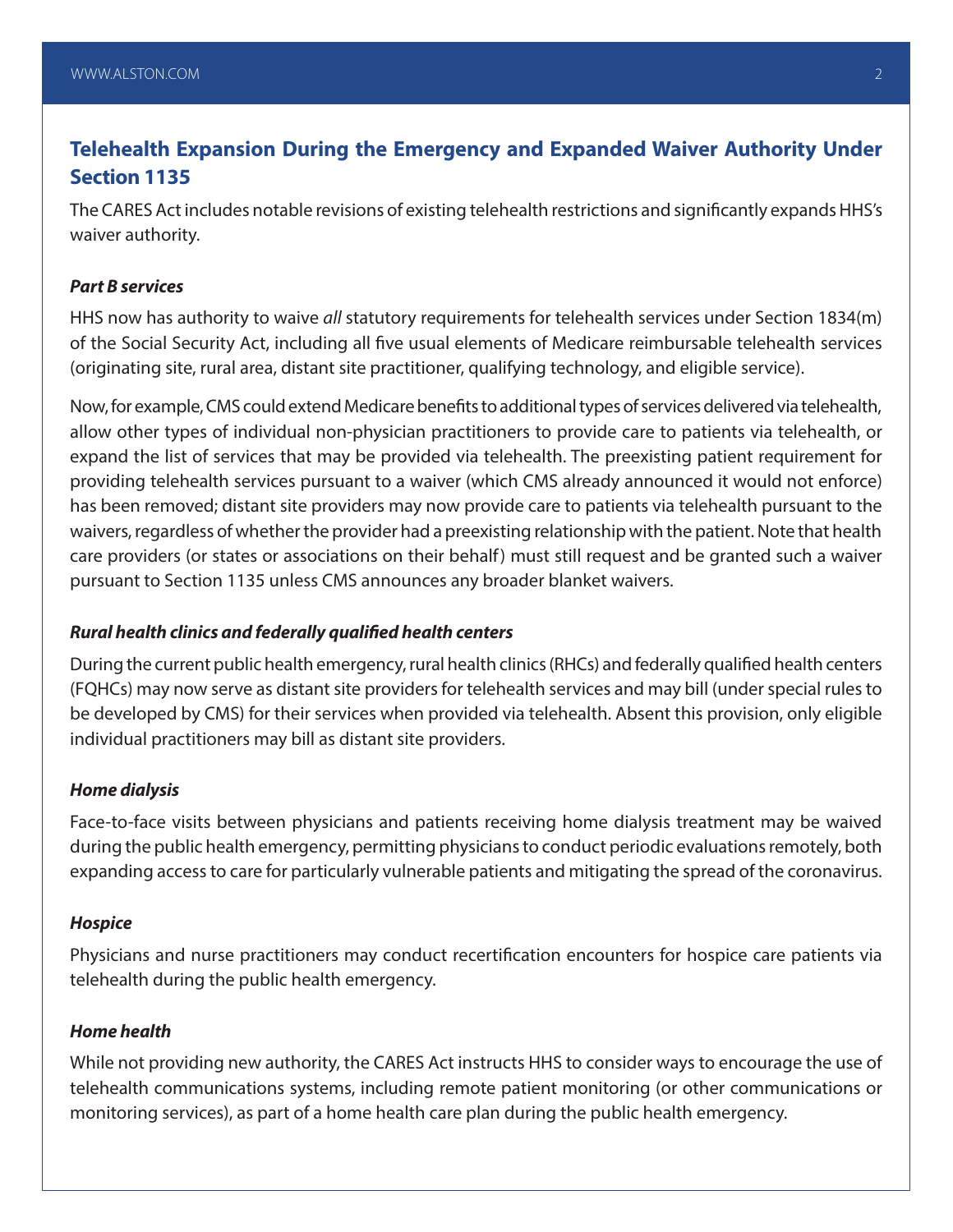## Telehealth Expansion During the Emergency and Expanded Waiver Authority Under Section 1135

The CARES Act includes notable revisions of existing telehealth restrictions and significantly expands HHS's waiver authority.

### *Part B services*

HHS now has authority to waive *all* statutory requirements for telehealth services under Section 1834(m) of the Social Security Act, including all five usual elements of Medicare reimbursable telehealth services (originating site, rural area, distant site practitioner, qualifying technology, and eligible service).

Now, for example, CMS could extend Medicare benefits to additional types of services delivered via telehealth, allow other types of individual non-physician practitioners to provide care to patients via telehealth, or expand the list of services that may be provided via telehealth. The preexisting patient requirement for providing telehealth services pursuant to a waiver (which CMS already announced it would not enforce) has been removed; distant site providers may now provide care to patients via telehealth pursuant to the waivers, regardless of whether the provider had a preexisting relationship with the patient. Note that health care providers (or states or associations on their behalf) must still request and be granted such a waiver pursuant to Section 1135 unless CMS announces any broader blanket waivers.

### *Rural health clinics and federally qualified health centers*

During the current public health emergency, rural health clinics (RHCs) and federally qualified health centers (FQHCs) may now serve as distant site providers for telehealth services and may bill (under special rules to be developed by CMS) for their services when provided via telehealth. Absent this provision, only eligible individual practitioners may bill as distant site providers.

### *Home dialysis*

Face-to-face visits between physicians and patients receiving home dialysis treatment may be waived during the public health emergency, permitting physicians to conduct periodic evaluations remotely, both expanding access to care for particularly vulnerable patients and mitigating the spread of the coronavirus.

### *Hospice*

Physicians and nurse practitioners may conduct recertification encounters for hospice care patients via telehealth during the public health emergency.

### *Home health*

While not providing new authority, the CARES Act instructs HHS to consider ways to encourage the use of telehealth communications systems, including remote patient monitoring (or other communications or monitoring services), as part of a home health care plan during the public health emergency.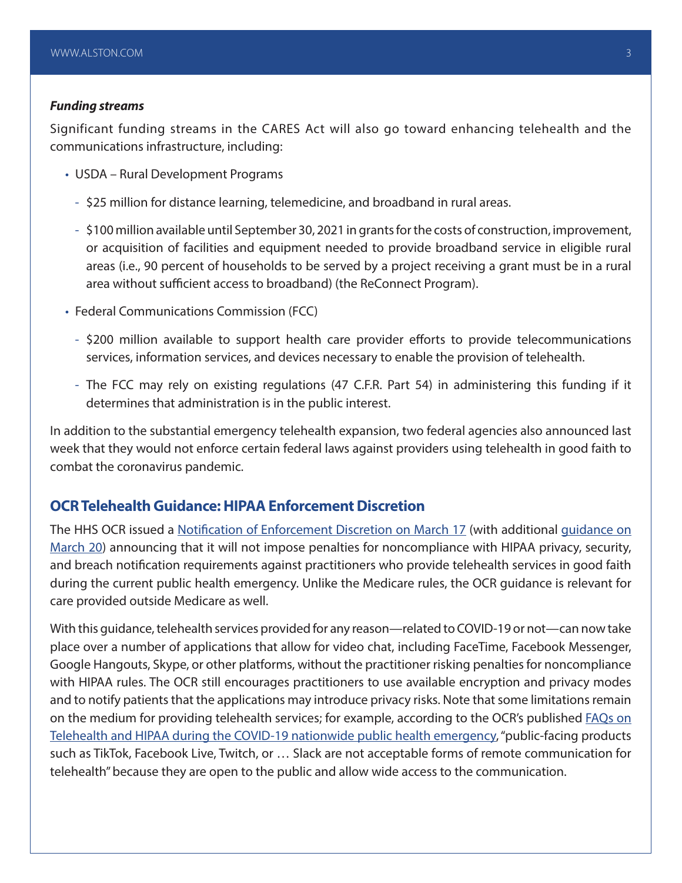***Funding streams***

Significant funding streams in the CARES Act will also go toward enhancing telehealth and the communications infrastructure, including:

- USDA – Rural Development Programs
  - $25 million for distance learning, telemedicine, and broadband in rural areas.
  - $100 million available until September 30, 2021 in grants for the costs of construction, improvement, or acquisition of facilities and equipment needed to provide broadband service in eligible rural areas (i.e., 90 percent of households to be served by a project receiving a grant must be in a rural area without sufficient access to broadband) (the ReConnect Program).
- Federal Communications Commission (FCC)
  - $200 million available to support health care provider efforts to provide telecommunications services, information services, and devices necessary to enable the provision of telehealth.
  - The FCC may rely on existing regulations (47 C.F.R. Part 54) in administering this funding if it determines that administration is in the public interest.

In addition to the substantial emergency telehealth expansion, two federal agencies also announced last week that they would not enforce certain federal laws against providers using telehealth in good faith to combat the coronavirus pandemic.

## OCR Telehealth Guidance: HIPAA Enforcement Discretion

The HHS OCR issued a Notification of Enforcement Discretion on March 17 (with additional guidance on March 20) announcing that it will not impose penalties for noncompliance with HIPAA privacy, security, and breach notification requirements against practitioners who provide telehealth services in good faith during the current public health emergency. Unlike the Medicare rules, the OCR guidance is relevant for care provided outside Medicare as well.

With this guidance, telehealth services provided for any reason—related to COVID-19 or not—can now take place over a number of applications that allow for video chat, including FaceTime, Facebook Messenger, Google Hangouts, Skype, or other platforms, without the practitioner risking penalties for noncompliance with HIPAA rules. The OCR still encourages practitioners to use available encryption and privacy modes and to notify patients that the applications may introduce privacy risks. Note that some limitations remain on the medium for providing telehealth services; for example, according to the OCR's published FAQs on Telehealth and HIPAA during the COVID-19 nationwide public health emergency, "public-facing products such as TikTok, Facebook Live, Twitch, or … Slack are not acceptable forms of remote communication for telehealth" because they are open to the public and allow wide access to the communication.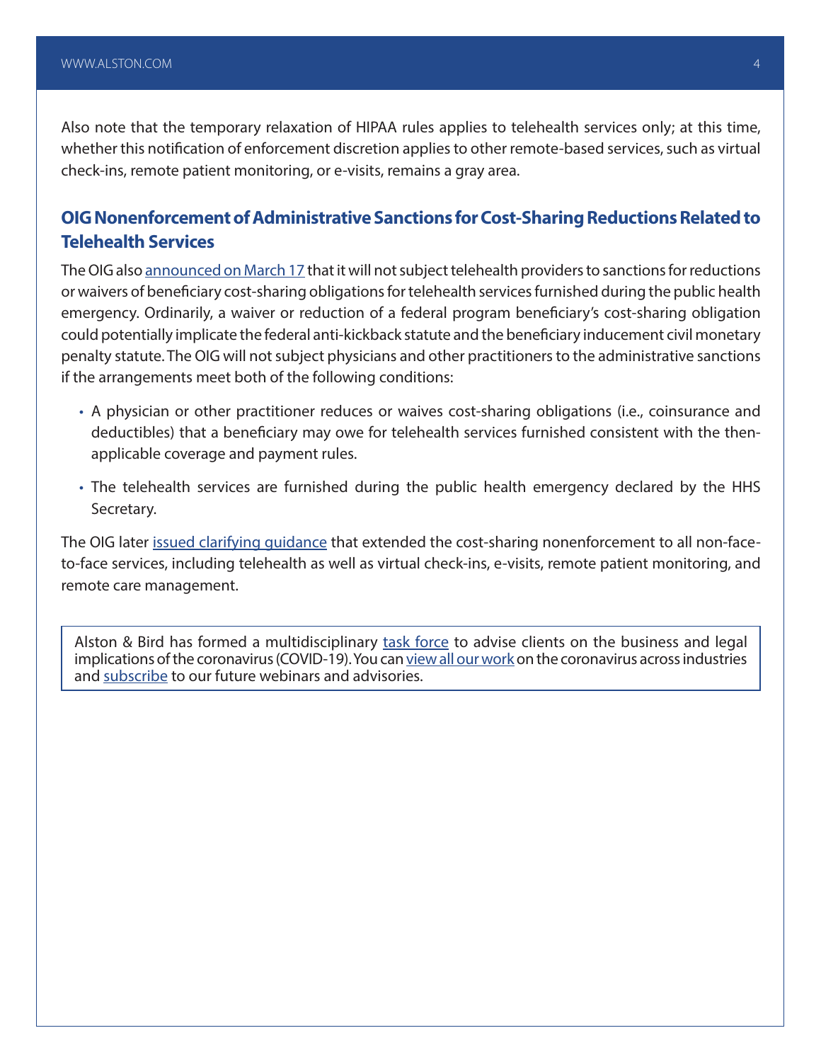Also note that the temporary relaxation of HIPAA rules applies to telehealth services only; at this time, whether this notification of enforcement discretion applies to other remote-based services, such as virtual check-ins, remote patient monitoring, or e-visits, remains a gray area.

## OIG Nonenforcement of Administrative Sanctions for Cost-Sharing Reductions Related to Telehealth Services

The OIG also announced on March 17 that it will not subject telehealth providers to sanctions for reductions or waivers of beneficiary cost-sharing obligations for telehealth services furnished during the public health emergency. Ordinarily, a waiver or reduction of a federal program beneficiary's cost-sharing obligation could potentially implicate the federal anti-kickback statute and the beneficiary inducement civil monetary penalty statute. The OIG will not subject physicians and other practitioners to the administrative sanctions if the arrangements meet both of the following conditions:

- A physician or other practitioner reduces or waives cost-sharing obligations (i.e., coinsurance and deductibles) that a beneficiary may owe for telehealth services furnished consistent with the then-applicable coverage and payment rules.
- The telehealth services are furnished during the public health emergency declared by the HHS Secretary.

The OIG later issued clarifying guidance that extended the cost-sharing nonenforcement to all non-face-to-face services, including telehealth as well as virtual check-ins, e-visits, remote patient monitoring, and remote care management.

Alston & Bird has formed a multidisciplinary task force to advise clients on the business and legal implications of the coronavirus (COVID-19). You can view all our work on the coronavirus across industries and subscribe to our future webinars and advisories.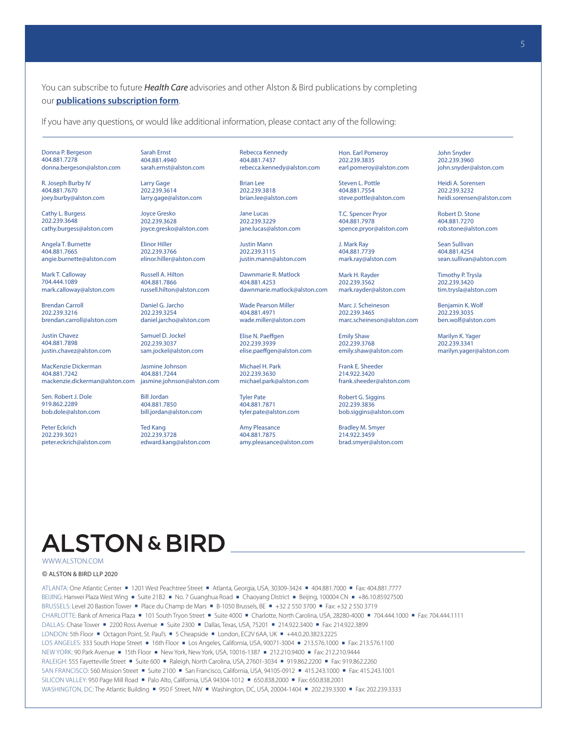You can subscribe to future ***Health Care*** advisories and other Alston & Bird publications by completing our **publications subscription form**.

If you have any questions, or would like additional information, please contact any of the following:

Donna P. Bergeson
404.881.7278
donna.bergeson@alston.com

R. Joseph Burby IV
404.881.7670
joey.burby@alston.com

Cathy L. Burgess
202.239.3648
cathy.burgess@alston.com

Angela T. Burnette
404.881.7665
angie.burnette@alston.com

Mark T. Calloway
704.444.1089
mark.calloway@alston.com

Brendan Carroll
202.239.3216
brendan.carroll@alston.com

Justin Chavez
404.881.7898
justin.chavez@alston.com

MacKenzie Dickerman
404.881.7242
mackenzie.dickerman@alston.com

Sen. Robert J. Dole
919.862.2289
bob.dole@alston.com

Peter Eckrich
202.239.3021
peter.eckrich@alston.com

Sarah Ernst
404.881.4940
sarah.ernst@alston.com

Larry Gage
202.239.3614
larry.gage@alston.com

Joyce Gresko
202.239.3628
joyce.gresko@alston.com

Elinor Hiller
202.239.3766
elinor.hiller@alston.com

Russell A. Hilton
404.881.7866
russell.hilton@alston.com

Daniel G. Jarcho
202.239.3254
daniel.jarcho@alston.com

Samuel D. Jockel
202.239.3037
sam.jockel@alston.com

Jasmine Johnson
404.881.7244
jasmine.johnson@alston.com

Bill Jordan
404.881.7850
bill.jordan@alston.com

Ted Kang
202.239.3728
edward.kang@alston.com

Rebecca Kennedy
404.881.7437
rebecca.kennedy@alston.com

Brian Lee
202.239.3818
brian.lee@alston.com

Jane Lucas
202.239.3229
jane.lucas@alston.com

Justin Mann
202.239.3115
justin.mann@alston.com

Dawnmarie R. Matlock
404.881.4253
dawnmarie.matlock@alston.com

Wade Pearson Miller
404.881.4971
wade.miller@alston.com

Elise N. Paeffgen
202.239.3939
elise.paeffgen@alston.com

Michael H. Park
202.239.3630
michael.park@alston.com

Tyler Pate
404.881.7871
tyler.pate@alston.com

Amy Pleasance
404.881.7875
amy.pleasance@alston.com

Hon. Earl Pomeroy
202.239.3835
earl.pomeroy@alston.com

Steven L. Pottle
404.881.7554
steve.pottle@alston.com

T.C. Spencer Pryor
404.881.7978
spence.pryor@alston.com

J. Mark Ray
404.881.7739
mark.ray@alston.com

Mark H. Rayder
202.239.3562
mark.rayder@alston.com

Marc J. Scheineson
202.239.3465
marc.scheineson@alston.com

Emily Shaw
202.239.3768
emily.shaw@alston.com

Frank E. Sheeder
214.922.3420
frank.sheeder@alston.com

Robert G. Siggins
202.239.3836
bob.siggins@alston.com

Bradley M. Smyer
214.922.3459
brad.smyer@alston.com

John Snyder
202.239.3960
john.snyder@alston.com

Heidi A. Sorensen
202.239.3232
heidi.sorensen@alston.com

Robert D. Stone
404.881.7270
rob.stone@alston.com

Sean Sullivan
404.881.4254
sean.sullivan@alston.com

Timothy P. Trysla
202.239.3420
tim.trysla@alston.com

Benjamin K. Wolf
202.239.3035
ben.wolf@alston.com

Marilyn K. Yager
202.239.3341
marilyn.yager@alston.com

# ALSTON & BIRD

WWW.ALSTON.COM

© ALSTON & BIRD LLP 2020

ATLANTA: One Atlantic Center ■ 1201 West Peachtree Street ■ Atlanta, Georgia, USA, 30309-3424 ■ 404.881.7000 ■ Fax: 404.881.7777
BEIJING: Hanwei Plaza West Wing ■ Suite 21B2 ■ No. 7 Guanghua Road ■ Chaoyang District ■ Beijing, 100004 CN ■ +86.10.85927500
BRUSSELS: Level 20 Bastion Tower ■ Place du Champ de Mars ■ B-1050 Brussels, BE ■ +32 2 550 3700 ■ Fax: +32 2 550 3719
CHARLOTTE: Bank of America Plaza ■ 101 South Tryon Street ■ Suite 4000 ■ Charlotte, North Carolina, USA, 28280-4000 ■ 704.444.1000 ■ Fax: 704.444.1111
DALLAS: Chase Tower ■ 2200 Ross Avenue ■ Suite 2300 ■ Dallas, Texas, USA, 75201 ■ 214.922.3400 ■ Fax: 214.922.3899
LONDON: 5th Floor ■ Octagon Point, St. Paul's ■ 5 Cheapside ■ London, EC2V 6AA, UK ■ +44.0.20.3823.2225
LOS ANGELES: 333 South Hope Street ■ 16th Floor ■ Los Angeles, California, USA, 90071-3004 ■ 213.576.1000 ■ Fax: 213.576.1100
NEW YORK: 90 Park Avenue ■ 15th Floor ■ New York, New York, USA, 10016-1387 ■ 212.210.9400 ■ Fax: 212.210.9444
RALEIGH: 555 Fayetteville Street ■ Suite 600 ■ Raleigh, North Carolina, USA, 27601-3034 ■ 919.862.2200 ■ Fax: 919.862.2260
SAN FRANCISCO: 560 Mission Street ■ Suite 2100 ■ San Francisco, California, USA, 94105-0912 ■ 415.243.1000 ■ Fax: 415.243.1001
SILICON VALLEY: 950 Page Mill Road ■ Palo Alto, California, USA 94304-1012 ■ 650.838.2000 ■ Fax: 650.838.2001
WASHINGTON, DC: The Atlantic Building ■ 950 F Street, NW ■ Washington, DC, USA, 20004-1404 ■ 202.239.3300 ■ Fax: 202.239.3333